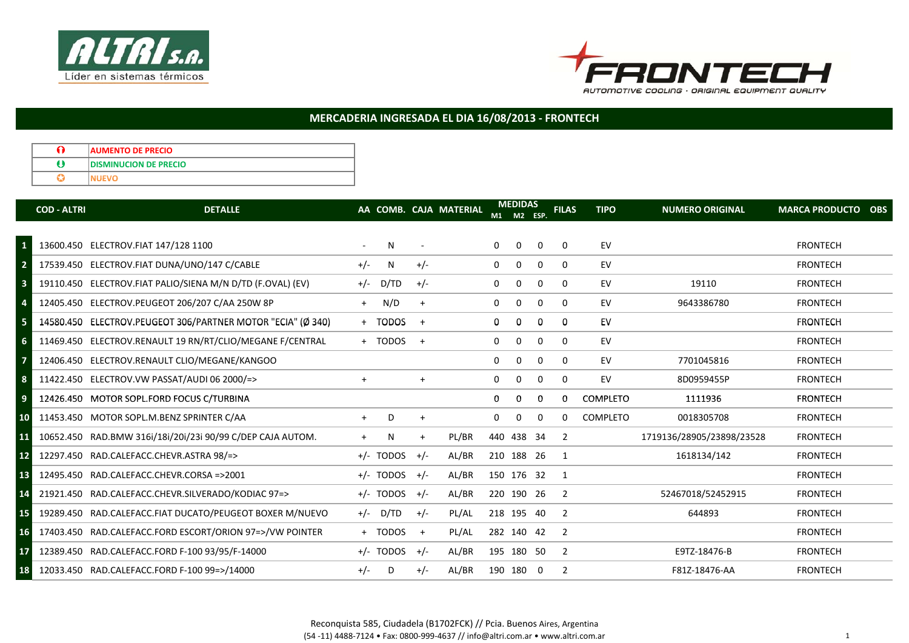ALTRI S.A. — Líder en sistemas térmicos

FRONTECH — AUTOMOTIVE COOLING · ORIGINAL EQUIPMENT QUALITY

## MERCADERIA INGRESADA EL DIA 16/08/2013 - FRONTECH

| | |
|---|---|
| ⬆ | AUMENTO DE PRECIO |
| ⬇ | DISMINUCION DE PRECIO |
| ✪ | NUEVO |

| | COD - ALTRI | DETALLE | AA | COMB. | CAJA | MATERIAL | MEDIDAS M1 | MEDIDAS M2 | MEDIDAS ESP. | FILAS | TIPO | NUMERO ORIGINAL | MARCA PRODUCTO | OBS |
|---|---|---|---|---|---|---|---|---|---|---|---|---|---|---|
| 1 | 13600.450 | ELECTROV.FIAT 147/128 1100 | - | N | - | | 0 | 0 | 0 | 0 | EV | | FRONTECH | |
| 2 | 17539.450 | ELECTROV.FIAT DUNA/UNO/147 C/CABLE | +/- | N | +/- | | 0 | 0 | 0 | 0 | EV | | FRONTECH | |
| 3 | 19110.450 | ELECTROV.FIAT PALIO/SIENA M/N D/TD (F.OVAL) (EV) | +/- | D/TD | +/- | | 0 | 0 | 0 | 0 | EV | 19110 | FRONTECH | |
| 4 | 12405.450 | ELECTROV.PEUGEOT 206/207 C/AA 250W 8P | + | N/D | + | | 0 | 0 | 0 | 0 | EV | 9643386780 | FRONTECH | |
| 5 | 14580.450 | ELECTROV.PEUGEOT 306/PARTNER MOTOR "ECIA" (Ø 340) | + | TODOS | + | | 0 | 0 | 0 | 0 | EV | | FRONTECH | |
| 6 | 11469.450 | ELECTROV.RENAULT 19 RN/RT/CLIO/MEGANE F/CENTRAL | + | TODOS | + | | 0 | 0 | 0 | 0 | EV | | FRONTECH | |
| 7 | 12406.450 | ELECTROV.RENAULT CLIO/MEGANE/KANGOO | | | | | 0 | 0 | 0 | 0 | EV | 7701045816 | FRONTECH | |
| 8 | 11422.450 | ELECTROV.VW PASSAT/AUDI 06 2000/=> | + | | + | | 0 | 0 | 0 | 0 | EV | 8D0959455P | FRONTECH | |
| 9 | 12426.450 | MOTOR SOPL.FORD FOCUS C/TURBINA | | | | | 0 | 0 | 0 | 0 | COMPLETO | 1111936 | FRONTECH | |
| 10 | 11453.450 | MOTOR SOPL.M.BENZ SPRINTER C/AA | + | D | + | | 0 | 0 | 0 | 0 | COMPLETO | 0018305708 | FRONTECH | |
| 11 | 10652.450 | RAD.BMW 316i/18i/20i/23i 90/99 C/DEP CAJA AUTOM. | + | N | + | PL/BR | 440 | 438 | 34 | 2 | | 1719136/28905/23898/23528 | FRONTECH | |
| 12 | 12297.450 | RAD.CALEFACC.CHEVR.ASTRA 98/=> | +/- | TODOS | +/- | AL/BR | 210 | 188 | 26 | 1 | | 1618134/142 | FRONTECH | |
| 13 | 12495.450 | RAD.CALEFACC.CHEVR.CORSA =>2001 | +/- | TODOS | +/- | AL/BR | 150 | 176 | 32 | 1 | | | FRONTECH | |
| 14 | 21921.450 | RAD.CALEFACC.CHEVR.SILVERADO/KODIAC 97=> | +/- | TODOS | +/- | AL/BR | 220 | 190 | 26 | 2 | | 52467018/52452915 | FRONTECH | |
| 15 | 19289.450 | RAD.CALEFACC.FIAT DUCATO/PEUGEOT BOXER M/NUEVO | +/- | D/TD | +/- | PL/AL | 218 | 195 | 40 | 2 | | 644893 | FRONTECH | |
| 16 | 17403.450 | RAD.CALEFACC.FORD ESCORT/ORION 97=>/VW POINTER | + | TODOS | + | PL/AL | 282 | 140 | 42 | 2 | | | FRONTECH | |
| 17 | 12389.450 | RAD.CALEFACC.FORD F-100 93/95/F-14000 | +/- | TODOS | +/- | AL/BR | 195 | 180 | 50 | 2 | | E9TZ-18476-B | FRONTECH | |
| 18 | 12033.450 | RAD.CALEFACC.FORD F-100 99=>/14000 | +/- | D | +/- | AL/BR | 190 | 180 | 0 | 2 | | F81Z-18476-AA | FRONTECH | |

Reconquista 585, Ciudadela (B1702FCK) // Pcia. Buenos Aires, Argentina
(54 -11) 4488-7124 • Fax: 0800-999-4637 // info@altri.com.ar • www.altri.com.ar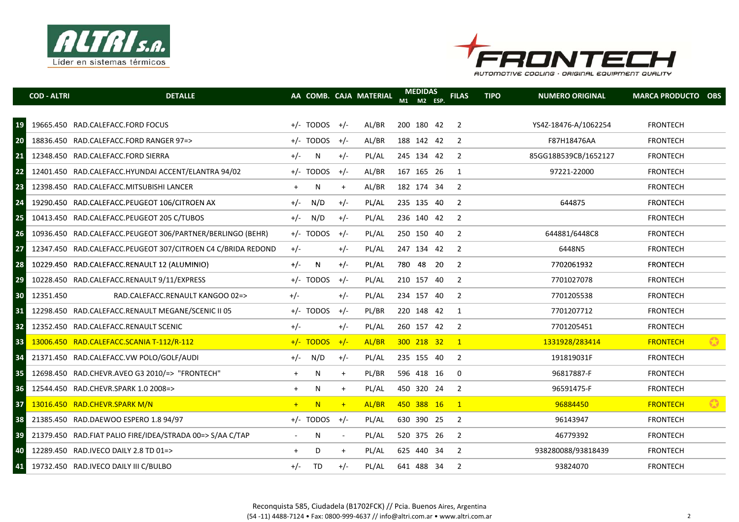| | COD - ALTRI | DETALLE | AA | COMB. | CAJA | MATERIAL | MEDIDAS M1 | M2 | ESP. | FILAS | TIPO | NUMERO ORIGINAL | MARCA PRODUCTO | OBS |
|---|---|---|---|---|---|---|---|---|---|---|---|---|---|---|
| 19 | 19665.450 | RAD.CALEFACC.FORD FOCUS | +/- | TODOS | +/- | AL/BR | 200 | 180 | 42 | 2 | | YS4Z-18476-A/1062254 | FRONTECH | |
| 20 | 18836.450 | RAD.CALEFACC.FORD RANGER 97=> | +/- | TODOS | +/- | AL/BR | 188 | 142 | 42 | 2 | | F87H18476AA | FRONTECH | |
| 21 | 12348.450 | RAD.CALEFACC.FORD SIERRA | +/- | N | +/- | PL/AL | 245 | 134 | 42 | 2 | | 85GG18B539CB/1652127 | FRONTECH | |
| 22 | 12401.450 | RAD.CALEFACC.HYUNDAI ACCENT/ELANTRA 94/02 | +/- | TODOS | +/- | AL/BR | 167 | 165 | 26 | 1 | | 97221-22000 | FRONTECH | |
| 23 | 12398.450 | RAD.CALEFACC.MITSUBISHI LANCER | + | N | + | AL/BR | 182 | 174 | 34 | 2 | | | FRONTECH | |
| 24 | 19290.450 | RAD.CALEFACC.PEUGEOT 106/CITROEN AX | +/- | N/D | +/- | PL/AL | 235 | 135 | 40 | 2 | | 644875 | FRONTECH | |
| 25 | 10413.450 | RAD.CALEFACC.PEUGEOT 205 C/TUBOS | +/- | N/D | +/- | PL/AL | 236 | 140 | 42 | 2 | | | FRONTECH | |
| 26 | 10936.450 | RAD.CALEFACC.PEUGEOT 306/PARTNER/BERLINGO (BEHR) | +/- | TODOS | +/- | PL/AL | 250 | 150 | 40 | 2 | | 644881/6448C8 | FRONTECH | |
| 27 | 12347.450 | RAD.CALEFACC.PEUGEOT 307/CITROEN C4 C/BRIDA REDOND | +/- | | +/- | PL/AL | 247 | 134 | 42 | 2 | | 6448N5 | FRONTECH | |
| 28 | 10229.450 | RAD.CALEFACC.RENAULT 12 (ALUMINIO) | +/- | N | +/- | PL/AL | 780 | 48 | 20 | 2 | | 7702061932 | FRONTECH | |
| 29 | 10228.450 | RAD.CALEFACC.RENAULT 9/11/EXPRESS | +/- | TODOS | +/- | PL/AL | 210 | 157 | 40 | 2 | | 7701027078 | FRONTECH | |
| 30 | 12351.450 | RAD.CALEFACC.RENAULT KANGOO 02=> | +/- | | +/- | PL/AL | 234 | 157 | 40 | 2 | | 7701205538 | FRONTECH | |
| 31 | 12298.450 | RAD.CALEFACC.RENAULT MEGANE/SCENIC II 05 | +/- | TODOS | +/- | PL/BR | 220 | 148 | 42 | 1 | | 7701207712 | FRONTECH | |
| 32 | 12352.450 | RAD.CALEFACC.RENAULT SCENIC | +/- | | +/- | PL/AL | 260 | 157 | 42 | 2 | | 7701205451 | FRONTECH | |
| 33 | 13006.450 | RAD.CALEFACC.SCANIA T-112/R-112 | +/- | TODOS | +/- | AL/BR | 300 | 218 | 32 | 1 | | 1331928/283414 | FRONTECH | ✪ |
| 34 | 21371.450 | RAD.CALEFACC.VW POLO/GOLF/AUDI | +/- | N/D | +/- | PL/AL | 235 | 155 | 40 | 2 | | 191819031F | FRONTECH | |
| 35 | 12698.450 | RAD.CHEVR.AVEO G3 2010/=> "FRONTECH" | + | N | + | PL/BR | 596 | 418 | 16 | 0 | | 96817887-F | FRONTECH | |
| 36 | 12544.450 | RAD.CHEVR.SPARK 1.0 2008=> | + | N | + | PL/AL | 450 | 320 | 24 | 2 | | 96591475-F | FRONTECH | |
| 37 | 13016.450 | RAD.CHEVR.SPARK M/N | + | N | + | AL/BR | 450 | 388 | 16 | 1 | | 96884450 | FRONTECH | ✪ |
| 38 | 21385.450 | RAD.DAEWOO ESPERO 1.8 94/97 | +/- | TODOS | +/- | PL/AL | 630 | 390 | 25 | 2 | | 96143947 | FRONTECH | |
| 39 | 21379.450 | RAD.FIAT PALIO FIRE/IDEA/STRADA 00=> S/AA C/TAP | - | N | - | PL/AL | 520 | 375 | 26 | 2 | | 46779392 | FRONTECH | |
| 40 | 12289.450 | RAD.IVECO DAILY 2.8 TD 01=> | + | D | + | PL/AL | 625 | 440 | 34 | 2 | | 938280088/93818439 | FRONTECH | |
| 41 | 19732.450 | RAD.IVECO DAILY III C/BULBO | +/- | TD | +/- | PL/AL | 641 | 488 | 34 | 2 | | 93824070 | FRONTECH | |

Reconquista 585, Ciudadela (B1702FCK) // Pcia. Buenos Aires, Argentina
(54 -11) 4488-7124 • Fax: 0800-999-4637 // info@altri.com.ar • www.altri.com.ar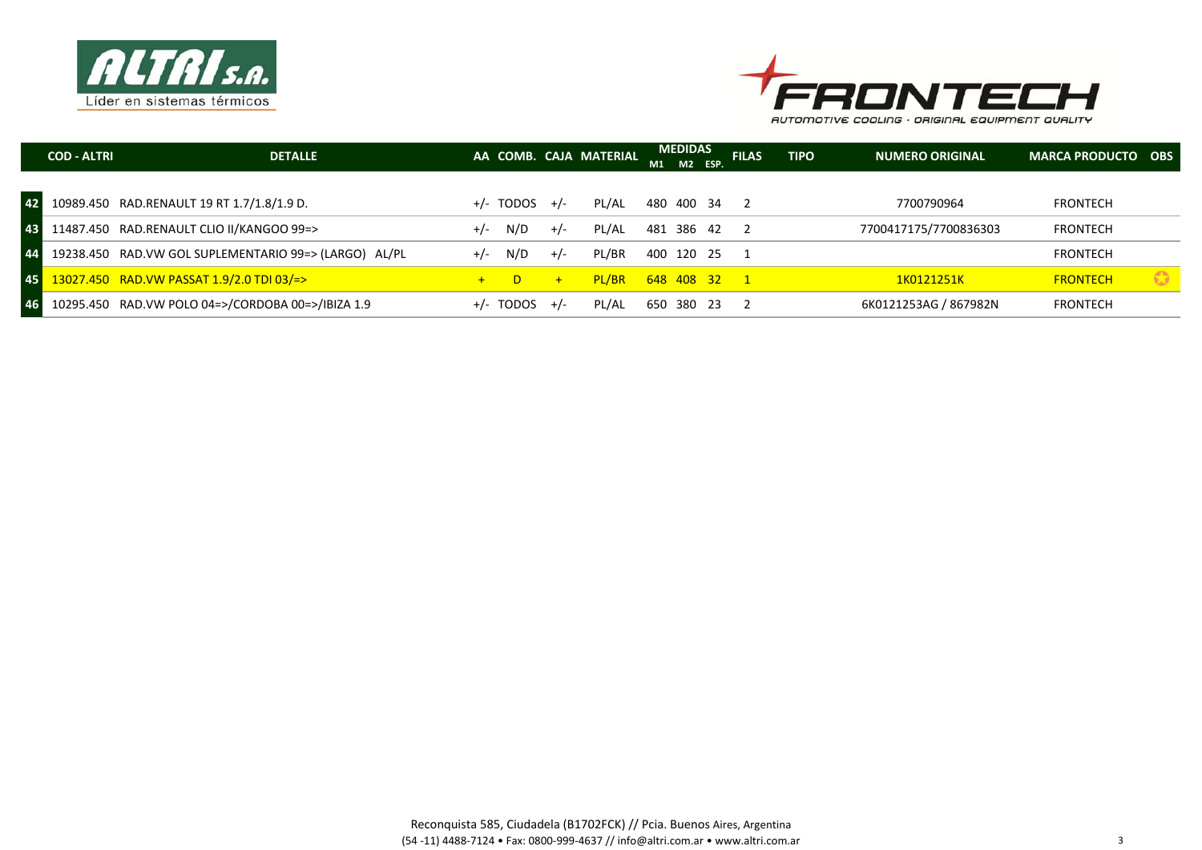ALTRI S.A. Líder en sistemas térmicos

FRONTECH AUTOMOTIVE COOLING · ORIGINAL EQUIPMENT QUALITY

| | COD - ALTRI | DETALLE | AA | COMB. | CAJA | MATERIAL | MEDIDAS M1 | M2 | ESP. | FILAS | TIPO | NUMERO ORIGINAL | MARCA PRODUCTO | OBS |
|---|---|---|---|---|---|---|---|---|---|---|---|---|---|---|
| 42 | 10989.450 | RAD.RENAULT 19 RT 1.7/1.8/1.9 D. | +/- | TODOS | +/- | PL/AL | 480 | 400 | 34 | 2 | | 7700790964 | FRONTECH | |
| 43 | 11487.450 | RAD.RENAULT CLIO II/KANGOO 99=> | +/- | N/D | +/- | PL/AL | 481 | 386 | 42 | 2 | | 7700417175/7700836303 | FRONTECH | |
| 44 | 19238.450 | RAD.VW GOL SUPLEMENTARIO 99=> (LARGO) AL/PL | +/- | N/D | +/- | PL/BR | 400 | 120 | 25 | 1 | | | FRONTECH | |
| 45 | 13027.450 | RAD.VW PASSAT 1.9/2.0 TDI 03/=> | + | D | + | PL/BR | 648 | 408 | 32 | 1 | | 1K0121251K | FRONTECH | ✪ |
| 46 | 10295.450 | RAD.VW POLO 04=>/CORDOBA 00=>/IBIZA 1.9 | +/- | TODOS | +/- | PL/AL | 650 | 380 | 23 | 2 | | 6K0121253AG / 867982N | FRONTECH | |

Reconquista 585, Ciudadela (B1702FCK) // Pcia. Buenos Aires, Argentina
(54 -11) 4488-7124 • Fax: 0800-999-4637 // info@altri.com.ar • www.altri.com.ar